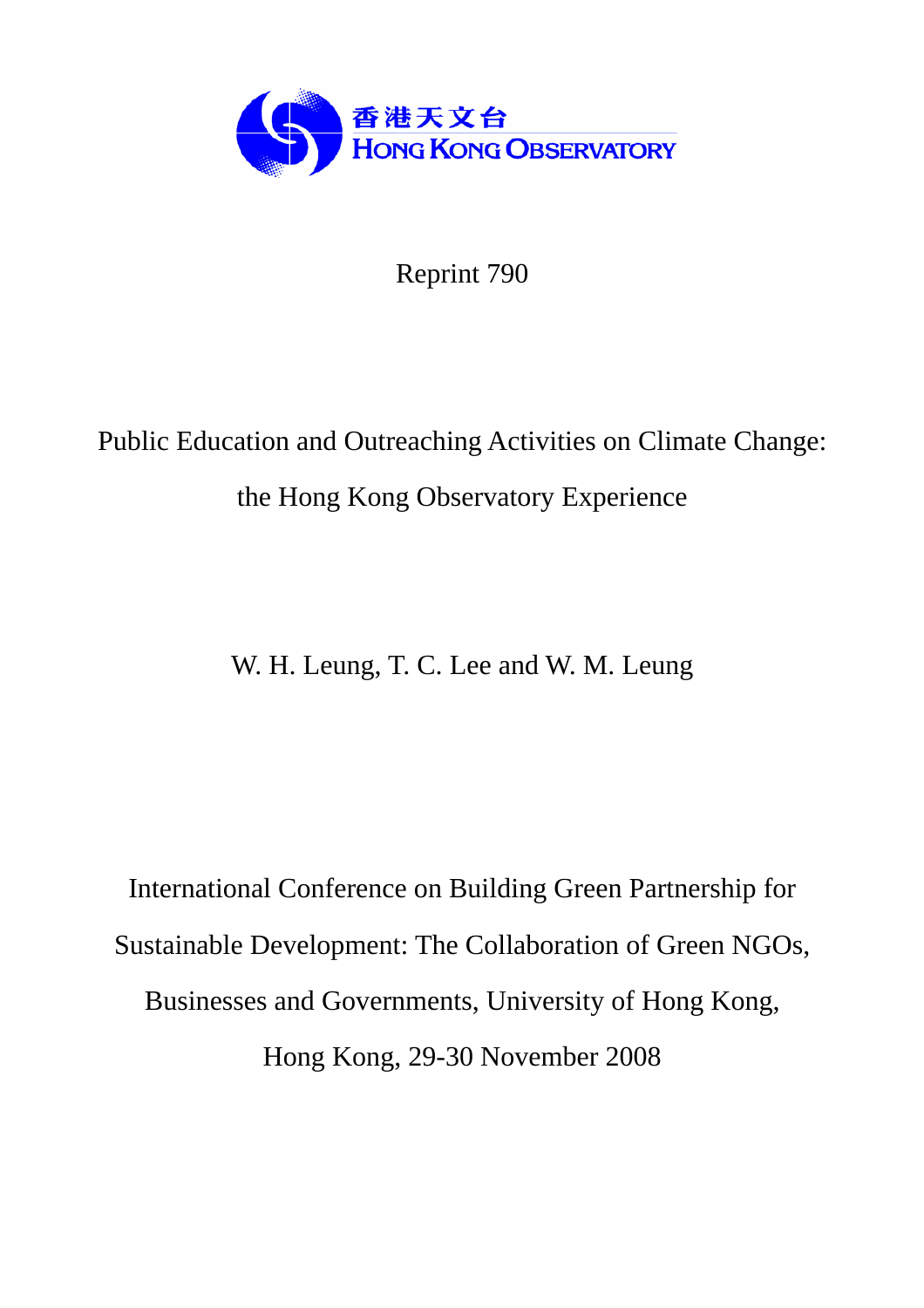香港天文台
HONG KONG OBSERVATORY

Reprint 790

# Public Education and Outreaching Activities on Climate Change: the Hong Kong Observatory Experience

W. H. Leung, T. C. Lee and W. M. Leung

International Conference on Building Green Partnership for Sustainable Development: The Collaboration of Green NGOs, Businesses and Governments, University of Hong Kong, Hong Kong, 29-30 November 2008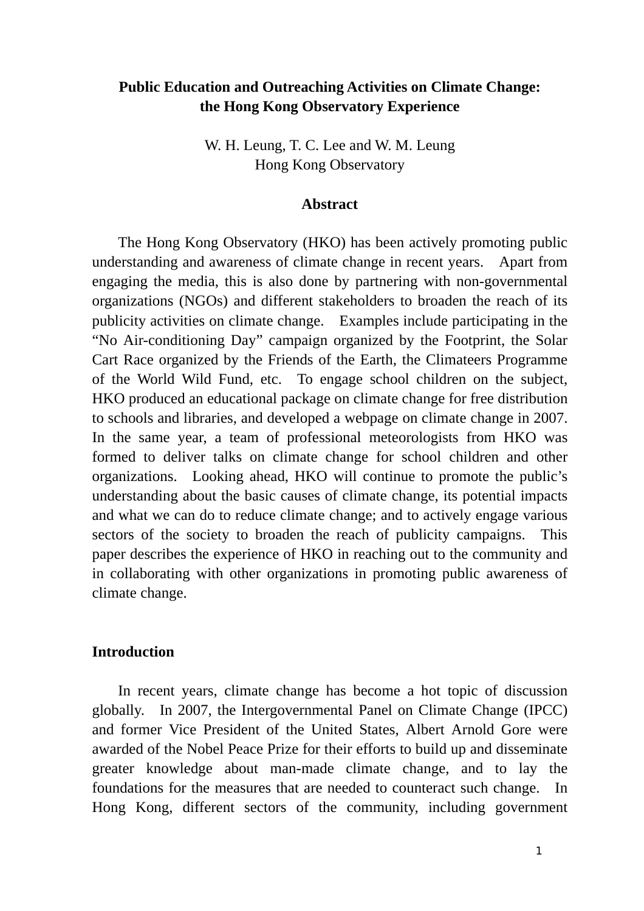**Public Education and Outreaching Activities on Climate Change: the Hong Kong Observatory Experience**

W. H. Leung, T. C. Lee and W. M. Leung
Hong Kong Observatory

**Abstract**

The Hong Kong Observatory (HKO) has been actively promoting public understanding and awareness of climate change in recent years. Apart from engaging the media, this is also done by partnering with non-governmental organizations (NGOs) and different stakeholders to broaden the reach of its publicity activities on climate change. Examples include participating in the "No Air-conditioning Day" campaign organized by the Footprint, the Solar Cart Race organized by the Friends of the Earth, the Climateers Programme of the World Wild Fund, etc. To engage school children on the subject, HKO produced an educational package on climate change for free distribution to schools and libraries, and developed a webpage on climate change in 2007. In the same year, a team of professional meteorologists from HKO was formed to deliver talks on climate change for school children and other organizations. Looking ahead, HKO will continue to promote the public's understanding about the basic causes of climate change, its potential impacts and what we can do to reduce climate change; and to actively engage various sectors of the society to broaden the reach of publicity campaigns. This paper describes the experience of HKO in reaching out to the community and in collaborating with other organizations in promoting public awareness of climate change.

## Introduction

In recent years, climate change has become a hot topic of discussion globally. In 2007, the Intergovernmental Panel on Climate Change (IPCC) and former Vice President of the United States, Albert Arnold Gore were awarded of the Nobel Peace Prize for their efforts to build up and disseminate greater knowledge about man-made climate change, and to lay the foundations for the measures that are needed to counteract such change. In Hong Kong, different sectors of the community, including government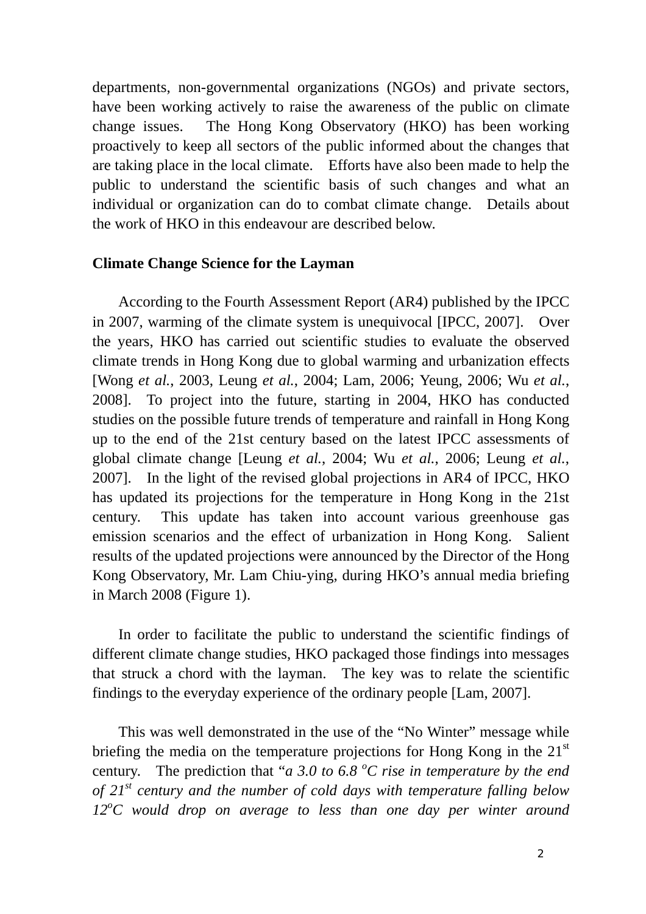departments, non-governmental organizations (NGOs) and private sectors, have been working actively to raise the awareness of the public on climate change issues. The Hong Kong Observatory (HKO) has been working proactively to keep all sectors of the public informed about the changes that are taking place in the local climate. Efforts have also been made to help the public to understand the scientific basis of such changes and what an individual or organization can do to combat climate change. Details about the work of HKO in this endeavour are described below.

**Climate Change Science for the Layman**

According to the Fourth Assessment Report (AR4) published by the IPCC in 2007, warming of the climate system is unequivocal [IPCC, 2007]. Over the years, HKO has carried out scientific studies to evaluate the observed climate trends in Hong Kong due to global warming and urbanization effects [Wong *et al.*, 2003, Leung *et al.*, 2004; Lam, 2006; Yeung, 2006; Wu *et al.*, 2008]. To project into the future, starting in 2004, HKO has conducted studies on the possible future trends of temperature and rainfall in Hong Kong up to the end of the 21st century based on the latest IPCC assessments of global climate change [Leung *et al.*, 2004; Wu *et al.*, 2006; Leung *et al.*, 2007]. In the light of the revised global projections in AR4 of IPCC, HKO has updated its projections for the temperature in Hong Kong in the 21st century. This update has taken into account various greenhouse gas emission scenarios and the effect of urbanization in Hong Kong. Salient results of the updated projections were announced by the Director of the Hong Kong Observatory, Mr. Lam Chiu-ying, during HKO's annual media briefing in March 2008 (Figure 1).

In order to facilitate the public to understand the scientific findings of different climate change studies, HKO packaged those findings into messages that struck a chord with the layman. The key was to relate the scientific findings to the everyday experience of the ordinary people [Lam, 2007].

This was well demonstrated in the use of the "No Winter" message while briefing the media on the temperature projections for Hong Kong in the 21$^{st}$ century. The prediction that "*a 3.0 to 6.8 $^{o}$C rise in temperature by the end of 21$^{st}$ century and the number of cold days with temperature falling below 12$^{o}$C would drop on average to less than one day per winter around*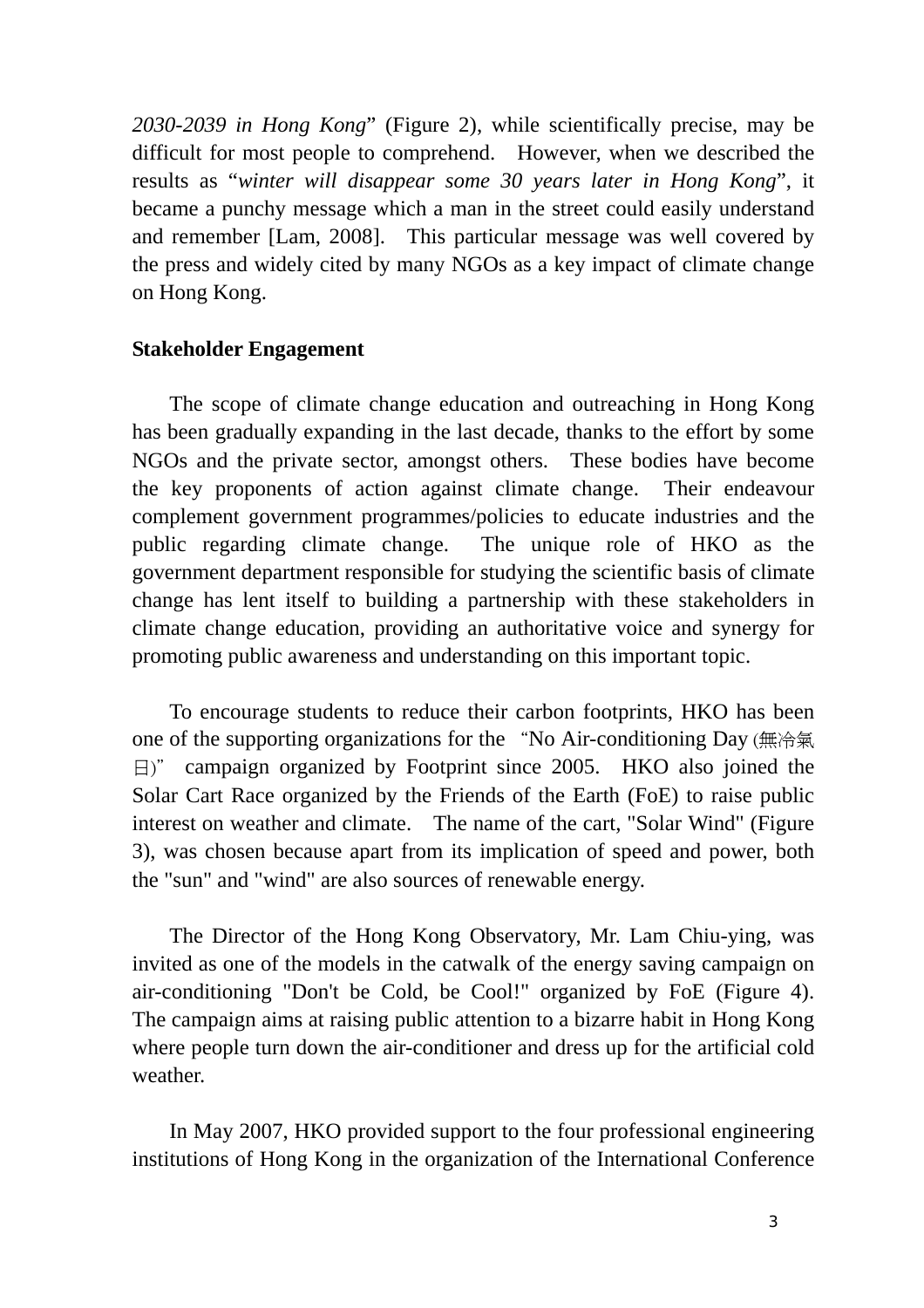*2030-2039 in Hong Kong*" (Figure 2), while scientifically precise, may be difficult for most people to comprehend. However, when we described the results as "*winter will disappear some 30 years later in Hong Kong*", it became a punchy message which a man in the street could easily understand and remember [Lam, 2008]. This particular message was well covered by the press and widely cited by many NGOs as a key impact of climate change on Hong Kong.

**Stakeholder Engagement**

The scope of climate change education and outreaching in Hong Kong has been gradually expanding in the last decade, thanks to the effort by some NGOs and the private sector, amongst others. These bodies have become the key proponents of action against climate change. Their endeavour complement government programmes/policies to educate industries and the public regarding climate change. The unique role of HKO as the government department responsible for studying the scientific basis of climate change has lent itself to building a partnership with these stakeholders in climate change education, providing an authoritative voice and synergy for promoting public awareness and understanding on this important topic.

To encourage students to reduce their carbon footprints, HKO has been one of the supporting organizations for the "No Air-conditioning Day (無冷氣日)" campaign organized by Footprint since 2005. HKO also joined the Solar Cart Race organized by the Friends of the Earth (FoE) to raise public interest on weather and climate. The name of the cart, "Solar Wind" (Figure 3), was chosen because apart from its implication of speed and power, both the "sun" and "wind" are also sources of renewable energy.

The Director of the Hong Kong Observatory, Mr. Lam Chiu-ying, was invited as one of the models in the catwalk of the energy saving campaign on air-conditioning "Don't be Cold, be Cool!" organized by FoE (Figure 4). The campaign aims at raising public attention to a bizarre habit in Hong Kong where people turn down the air-conditioner and dress up for the artificial cold weather.

In May 2007, HKO provided support to the four professional engineering institutions of Hong Kong in the organization of the International Conference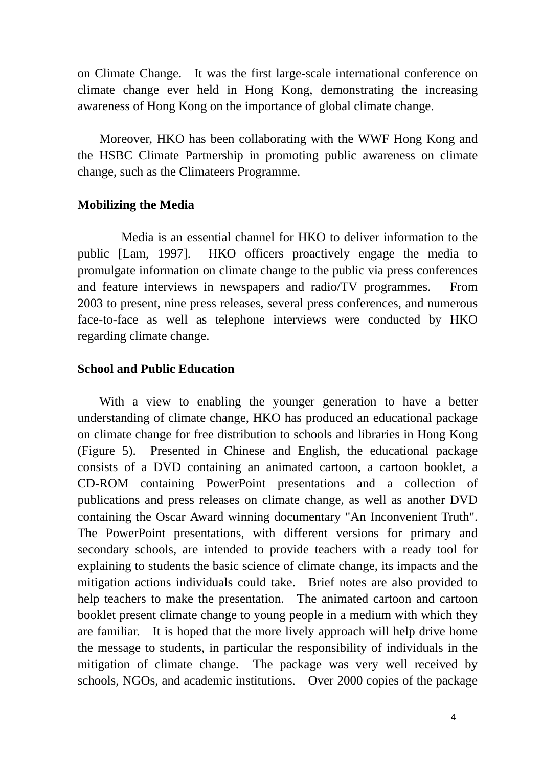on Climate Change. It was the first large-scale international conference on climate change ever held in Hong Kong, demonstrating the increasing awareness of Hong Kong on the importance of global climate change.

Moreover, HKO has been collaborating with the WWF Hong Kong and the HSBC Climate Partnership in promoting public awareness on climate change, such as the Climateers Programme.

**Mobilizing the Media**

Media is an essential channel for HKO to deliver information to the public [Lam, 1997]. HKO officers proactively engage the media to promulgate information on climate change to the public via press conferences and feature interviews in newspapers and radio/TV programmes. From 2003 to present, nine press releases, several press conferences, and numerous face-to-face as well as telephone interviews were conducted by HKO regarding climate change.

**School and Public Education**

With a view to enabling the younger generation to have a better understanding of climate change, HKO has produced an educational package on climate change for free distribution to schools and libraries in Hong Kong (Figure 5). Presented in Chinese and English, the educational package consists of a DVD containing an animated cartoon, a cartoon booklet, a CD-ROM containing PowerPoint presentations and a collection of publications and press releases on climate change, as well as another DVD containing the Oscar Award winning documentary "An Inconvenient Truth". The PowerPoint presentations, with different versions for primary and secondary schools, are intended to provide teachers with a ready tool for explaining to students the basic science of climate change, its impacts and the mitigation actions individuals could take. Brief notes are also provided to help teachers to make the presentation. The animated cartoon and cartoon booklet present climate change to young people in a medium with which they are familiar. It is hoped that the more lively approach will help drive home the message to students, in particular the responsibility of individuals in the mitigation of climate change. The package was very well received by schools, NGOs, and academic institutions. Over 2000 copies of the package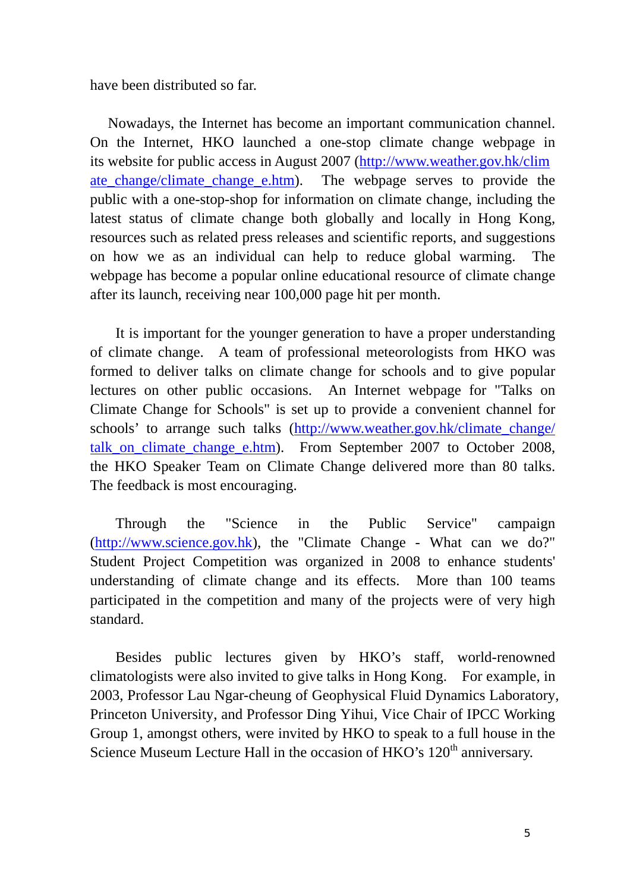have been distributed so far.

Nowadays, the Internet has become an important communication channel. On the Internet, HKO launched a one-stop climate change webpage in its website for public access in August 2007 (http://www.weather.gov.hk/climate_change/climate_change_e.htm). The webpage serves to provide the public with a one-stop-shop for information on climate change, including the latest status of climate change both globally and locally in Hong Kong, resources such as related press releases and scientific reports, and suggestions on how we as an individual can help to reduce global warming. The webpage has become a popular online educational resource of climate change after its launch, receiving near 100,000 page hit per month.

It is important for the younger generation to have a proper understanding of climate change. A team of professional meteorologists from HKO was formed to deliver talks on climate change for schools and to give popular lectures on other public occasions. An Internet webpage for "Talks on Climate Change for Schools" is set up to provide a convenient channel for schools' to arrange such talks (http://www.weather.gov.hk/climate_change/talk_on_climate_change_e.htm). From September 2007 to October 2008, the HKO Speaker Team on Climate Change delivered more than 80 talks. The feedback is most encouraging.

Through the "Science in the Public Service" campaign (http://www.science.gov.hk), the "Climate Change - What can we do?" Student Project Competition was organized in 2008 to enhance students' understanding of climate change and its effects. More than 100 teams participated in the competition and many of the projects were of very high standard.

Besides public lectures given by HKO's staff, world-renowned climatologists were also invited to give talks in Hong Kong. For example, in 2003, Professor Lau Ngar-cheung of Geophysical Fluid Dynamics Laboratory, Princeton University, and Professor Ding Yihui, Vice Chair of IPCC Working Group 1, amongst others, were invited by HKO to speak to a full house in the Science Museum Lecture Hall in the occasion of HKO's 120$^{th}$ anniversary.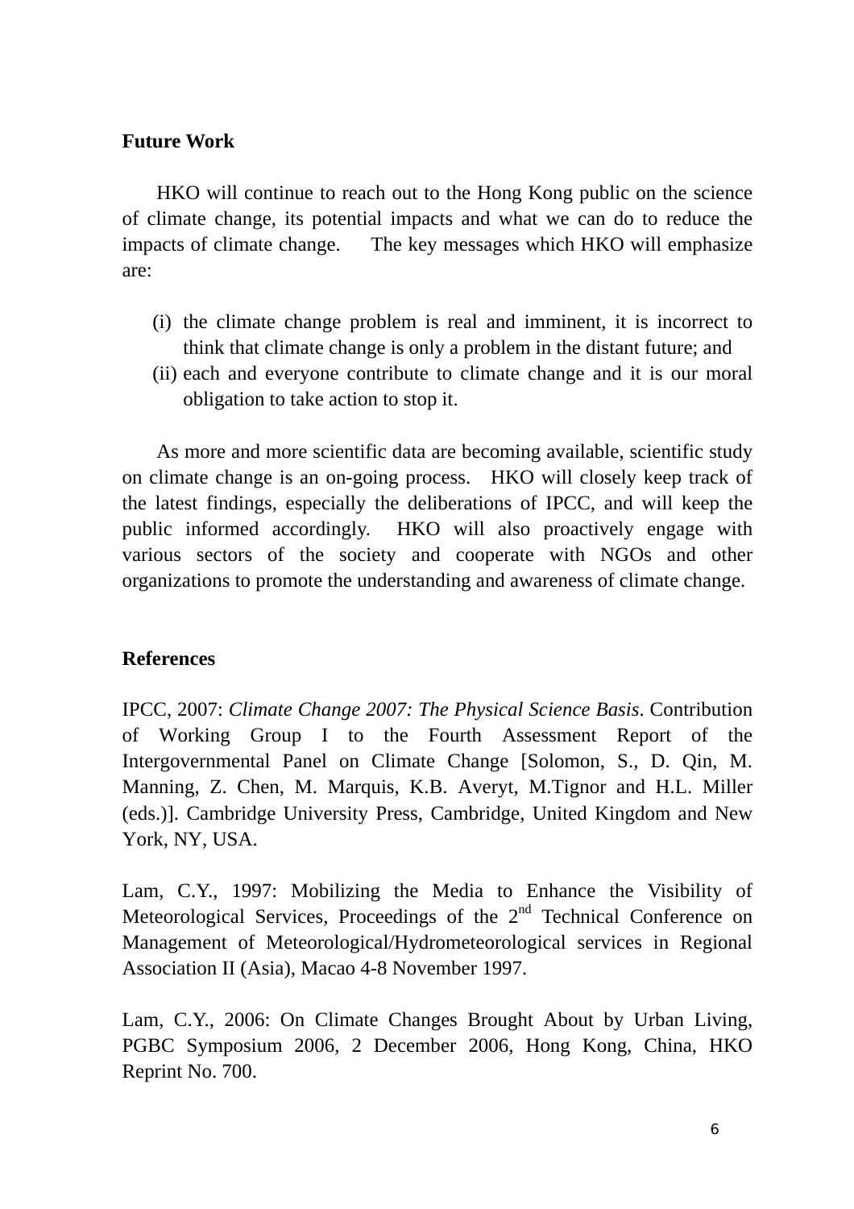## Future Work

HKO will continue to reach out to the Hong Kong public on the science of climate change, its potential impacts and what we can do to reduce the impacts of climate change. The key messages which HKO will emphasize are:

(i) the climate change problem is real and imminent, it is incorrect to think that climate change is only a problem in the distant future; and
(ii) each and everyone contribute to climate change and it is our moral obligation to take action to stop it.

As more and more scientific data are becoming available, scientific study on climate change is an on-going process. HKO will closely keep track of the latest findings, especially the deliberations of IPCC, and will keep the public informed accordingly. HKO will also proactively engage with various sectors of the society and cooperate with NGOs and other organizations to promote the understanding and awareness of climate change.

## References

IPCC, 2007: *Climate Change 2007: The Physical Science Basis*. Contribution of Working Group I to the Fourth Assessment Report of the Intergovernmental Panel on Climate Change [Solomon, S., D. Qin, M. Manning, Z. Chen, M. Marquis, K.B. Averyt, M.Tignor and H.L. Miller (eds.)]. Cambridge University Press, Cambridge, United Kingdom and New York, NY, USA.

Lam, C.Y., 1997: Mobilizing the Media to Enhance the Visibility of Meteorological Services, Proceedings of the 2nd Technical Conference on Management of Meteorological/Hydrometeorological services in Regional Association II (Asia), Macao 4-8 November 1997.

Lam, C.Y., 2006: On Climate Changes Brought About by Urban Living, PGBC Symposium 2006, 2 December 2006, Hong Kong, China, HKO Reprint No. 700.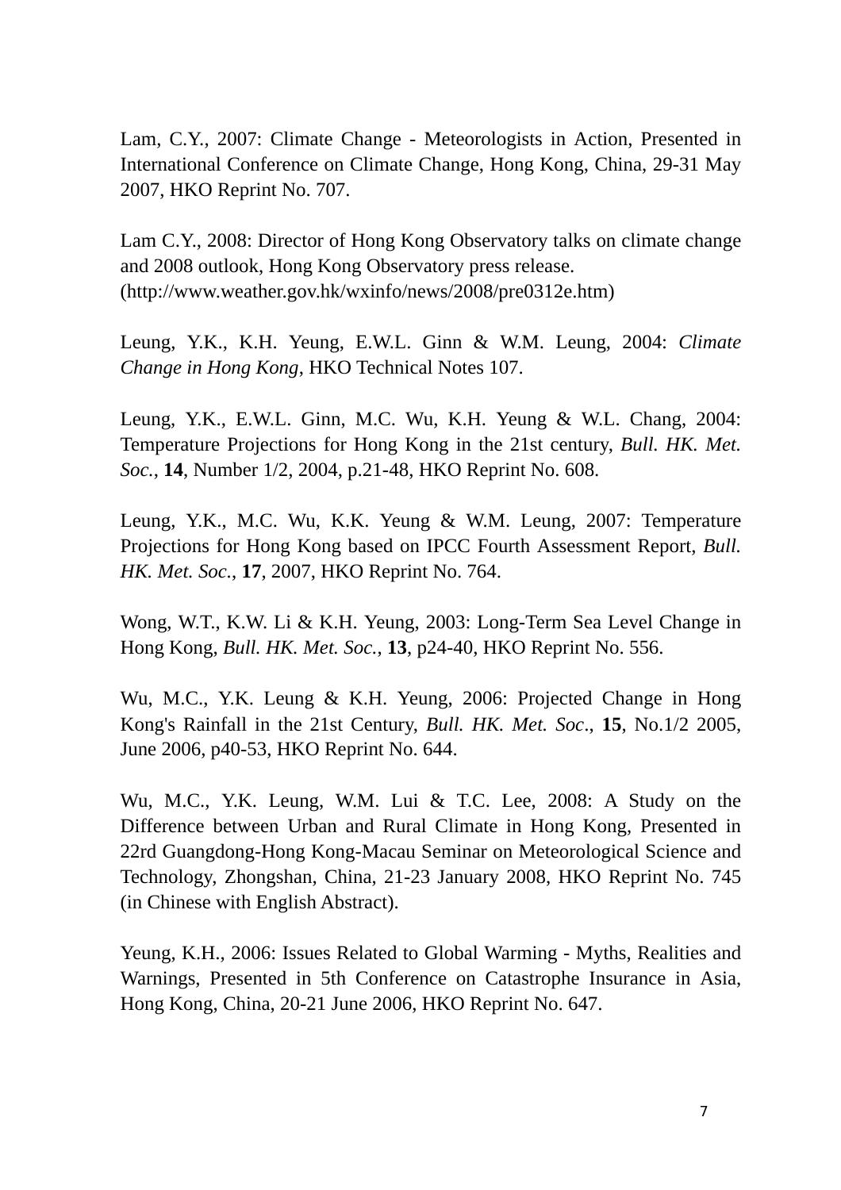Lam, C.Y., 2007: Climate Change - Meteorologists in Action, Presented in International Conference on Climate Change, Hong Kong, China, 29-31 May 2007, HKO Reprint No. 707.

Lam C.Y., 2008: Director of Hong Kong Observatory talks on climate change and 2008 outlook, Hong Kong Observatory press release. (http://www.weather.gov.hk/wxinfo/news/2008/pre0312e.htm)

Leung, Y.K., K.H. Yeung, E.W.L. Ginn & W.M. Leung, 2004: *Climate Change in Hong Kong*, HKO Technical Notes 107.

Leung, Y.K., E.W.L. Ginn, M.C. Wu, K.H. Yeung & W.L. Chang, 2004: Temperature Projections for Hong Kong in the 21st century, *Bull. HK. Met. Soc.*, **14**, Number 1/2, 2004, p.21-48, HKO Reprint No. 608.

Leung, Y.K., M.C. Wu, K.K. Yeung & W.M. Leung, 2007: Temperature Projections for Hong Kong based on IPCC Fourth Assessment Report, *Bull. HK. Met. Soc.*, **17**, 2007, HKO Reprint No. 764.

Wong, W.T., K.W. Li & K.H. Yeung, 2003: Long-Term Sea Level Change in Hong Kong, *Bull. HK. Met. Soc.*, **13**, p24-40, HKO Reprint No. 556.

Wu, M.C., Y.K. Leung & K.H. Yeung, 2006: Projected Change in Hong Kong's Rainfall in the 21st Century, *Bull. HK. Met. Soc*., **15**, No.1/2 2005, June 2006, p40-53, HKO Reprint No. 644.

Wu, M.C., Y.K. Leung, W.M. Lui & T.C. Lee, 2008: A Study on the Difference between Urban and Rural Climate in Hong Kong, Presented in 22rd Guangdong-Hong Kong-Macau Seminar on Meteorological Science and Technology, Zhongshan, China, 21-23 January 2008, HKO Reprint No. 745 (in Chinese with English Abstract).

Yeung, K.H., 2006: Issues Related to Global Warming - Myths, Realities and Warnings, Presented in 5th Conference on Catastrophe Insurance in Asia, Hong Kong, China, 20-21 June 2006, HKO Reprint No. 647.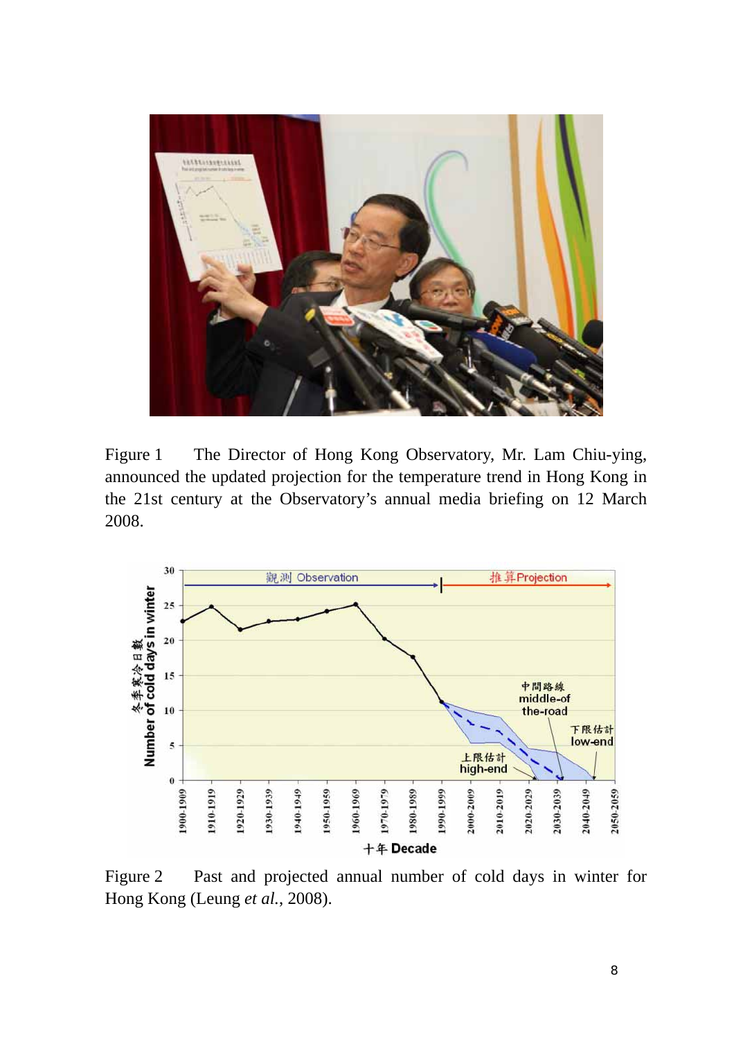Figure 1 The Director of Hong Kong Observatory, Mr. Lam Chiu-ying, announced the updated projection for the temperature trend in Hong Kong in the 21st century at the Observatory's annual media briefing on 12 March 2008.

Figure 2 Past and projected annual number of cold days in winter for Hong Kong (Leung *et al.*, 2008).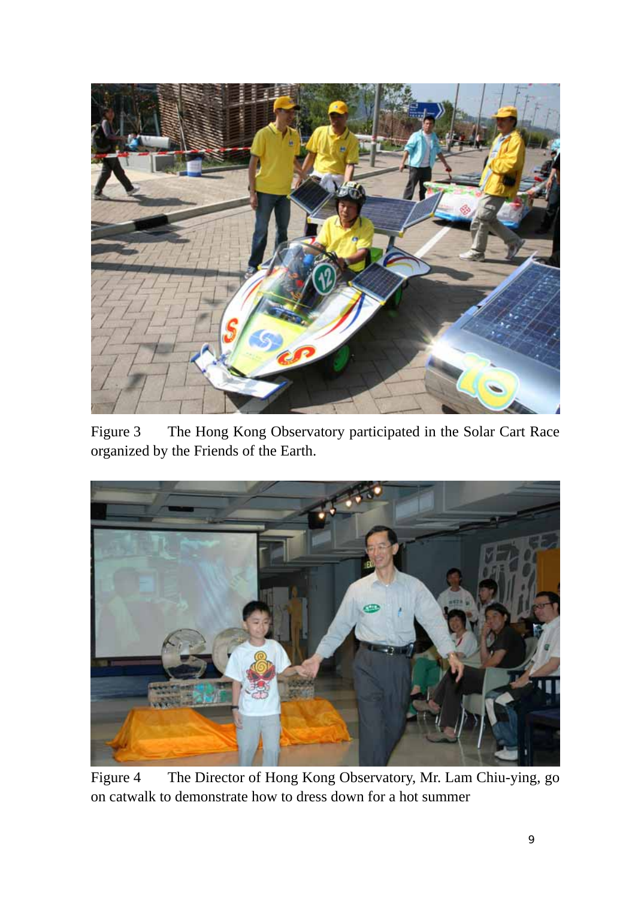Figure 3 The Hong Kong Observatory participated in the Solar Cart Race organized by the Friends of the Earth.

Figure 4 The Director of Hong Kong Observatory, Mr. Lam Chiu-ying, go on catwalk to demonstrate how to dress down for a hot summer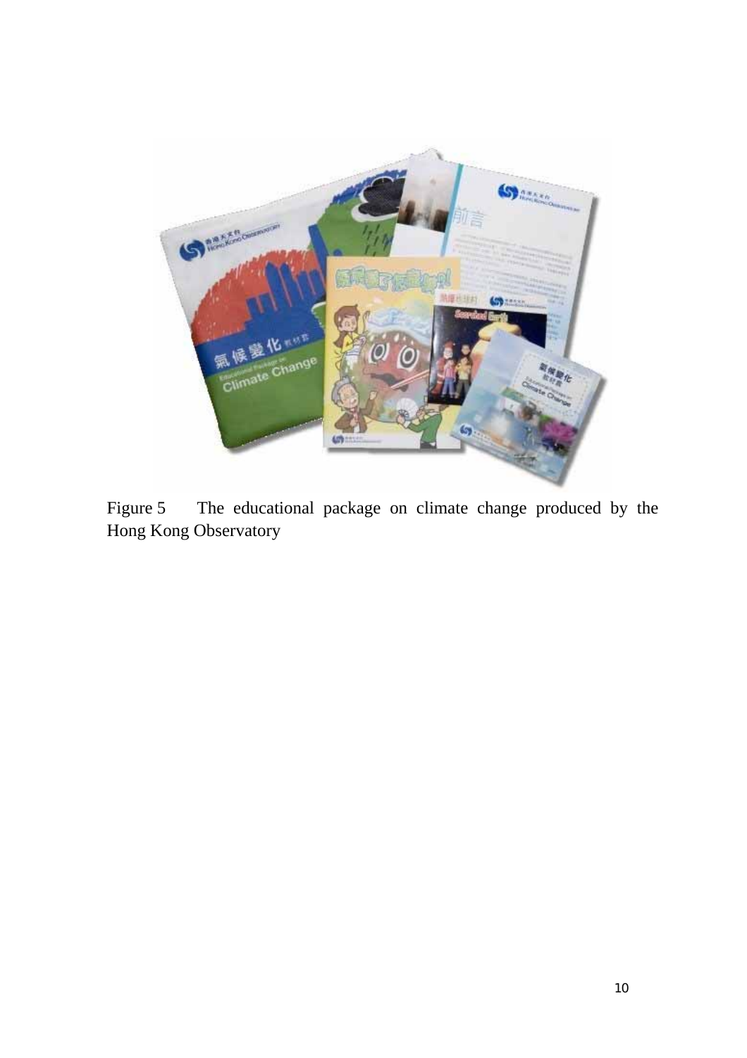Figure 5 The educational package on climate change produced by the Hong Kong Observatory